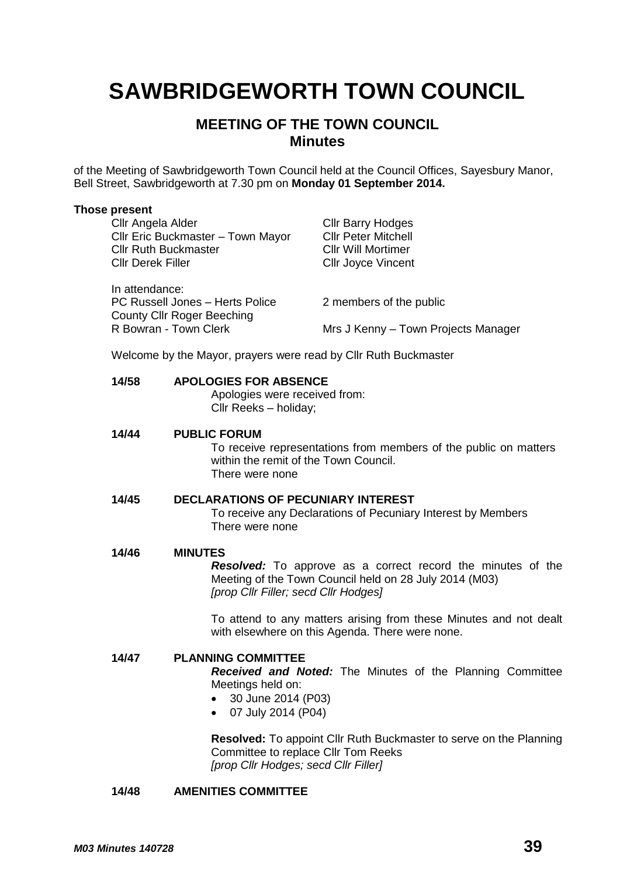# SAWBRIDGEWORTH TOWN COUNCIL

## MEETING OF THE TOWN COUNCIL
## Minutes

of the Meeting of Sawbridgeworth Town Council held at the Council Offices, Sayesbury Manor, Bell Street, Sawbridgeworth at 7.30 pm on **Monday 01 September 2014.**

**Those present**

Cllr Angela Alder
Cllr Eric Buckmaster – Town Mayor
Cllr Ruth Buckmaster
Cllr Derek Filler
Cllr Barry Hodges
Cllr Peter Mitchell
Cllr Will Mortimer
Cllr Joyce Vincent

In attendance:
PC Russell Jones – Herts Police
County Cllr Roger Beeching
R Bowran - Town Clerk
2 members of the public
Mrs J Kenny – Town Projects Manager

Welcome by the Mayor, prayers were read by Cllr Ruth Buckmaster

**14/58 APOLOGIES FOR ABSENCE**

Apologies were received from:
Cllr Reeks – holiday;

**14/44 PUBLIC FORUM**

To receive representations from members of the public on matters within the remit of the Town Council.
There were none

**14/45 DECLARATIONS OF PECUNIARY INTEREST**

To receive any Declarations of Pecuniary Interest by Members
There were none

**14/46 MINUTES**

***Resolved:*** To approve as a correct record the minutes of the Meeting of the Town Council held on 28 July 2014 (M03)
*[prop Cllr Filler; secd Cllr Hodges]*

To attend to any matters arising from these Minutes and not dealt with elsewhere on this Agenda. There were none.

**14/47 PLANNING COMMITTEE**

***Received and Noted:*** The Minutes of the Planning Committee Meetings held on:

- 30 June 2014 (P03)
- 07 July 2014 (P04)

**Resolved:** To appoint Cllr Ruth Buckmaster to serve on the Planning Committee to replace Cllr Tom Reeks
*[prop Cllr Hodges; secd Cllr Filler]*

**14/48 AMENITIES COMMITTEE**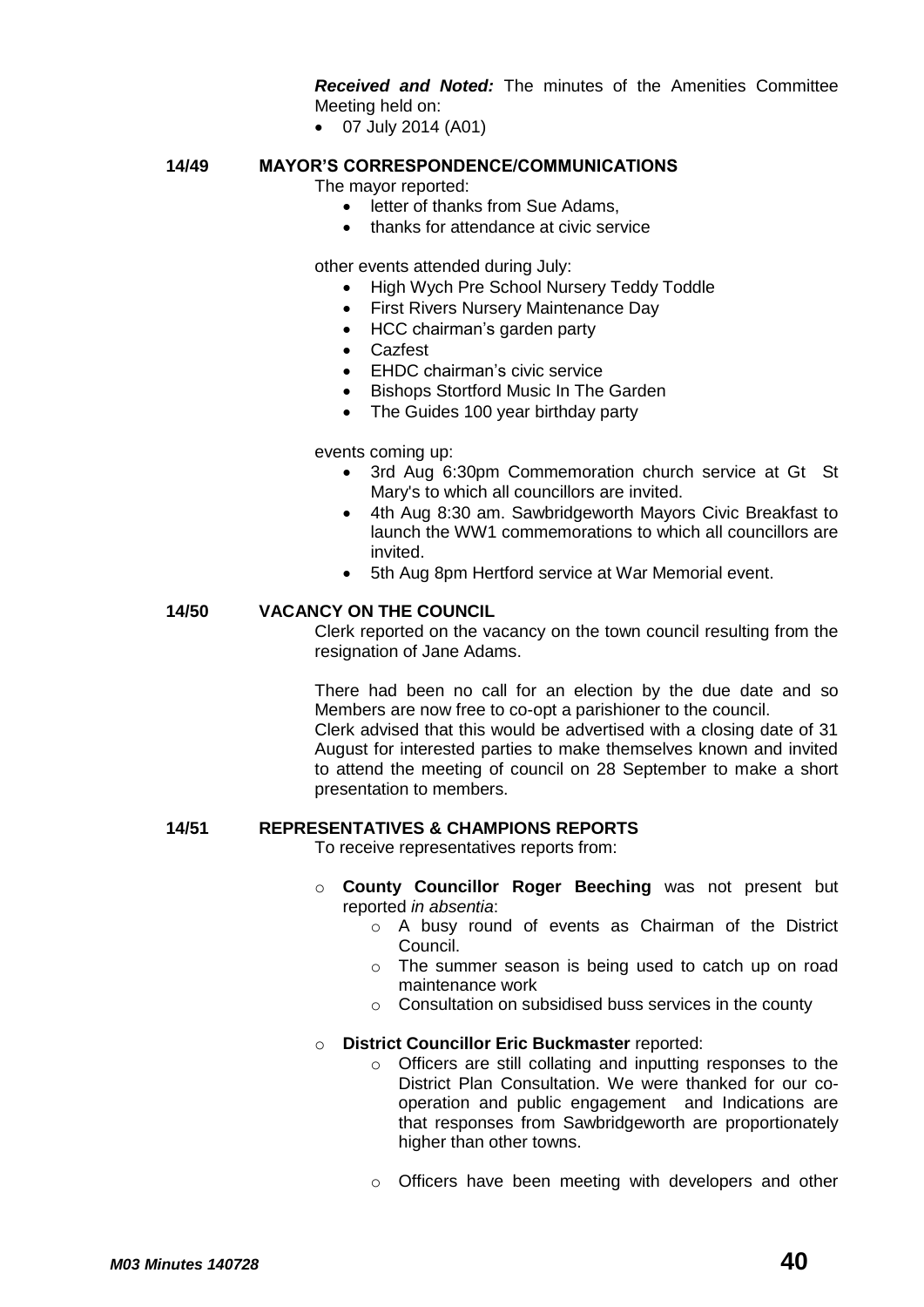***Received and Noted:*** The minutes of the Amenities Committee Meeting held on:

- 07 July 2014 (A01)

## 14/49 MAYOR'S CORRESPONDENCE/COMMUNICATIONS

The mayor reported:

- letter of thanks from Sue Adams,
- thanks for attendance at civic service

other events attended during July:

- High Wych Pre School Nursery Teddy Toddle
- First Rivers Nursery Maintenance Day
- HCC chairman's garden party
- Cazfest
- EHDC chairman's civic service
- Bishops Stortford Music In The Garden
- The Guides 100 year birthday party

events coming up:

- 3rd Aug 6:30pm Commemoration church service at Gt St Mary's to which all councillors are invited.
- 4th Aug 8:30 am. Sawbridgeworth Mayors Civic Breakfast to launch the WW1 commemorations to which all councillors are invited.
- 5th Aug 8pm Hertford service at War Memorial event.

## 14/50 VACANCY ON THE COUNCIL

Clerk reported on the vacancy on the town council resulting from the resignation of Jane Adams.

There had been no call for an election by the due date and so Members are now free to co-opt a parishioner to the council.
Clerk advised that this would be advertised with a closing date of 31 August for interested parties to make themselves known and invited to attend the meeting of council on 28 September to make a short presentation to members.

## 14/51 REPRESENTATIVES & CHAMPIONS REPORTS

To receive representatives reports from:

- **County Councillor Roger Beeching** was not present but reported *in absentia*:
  - A busy round of events as Chairman of the District Council.
  - The summer season is being used to catch up on road maintenance work
  - Consultation on subsidised buss services in the county
- **District Councillor Eric Buckmaster** reported:
  - Officers are still collating and inputting responses to the District Plan Consultation. We were thanked for our co-operation and public engagement and Indications are that responses from Sawbridgeworth are proportionately higher than other towns.
  - Officers have been meeting with developers and other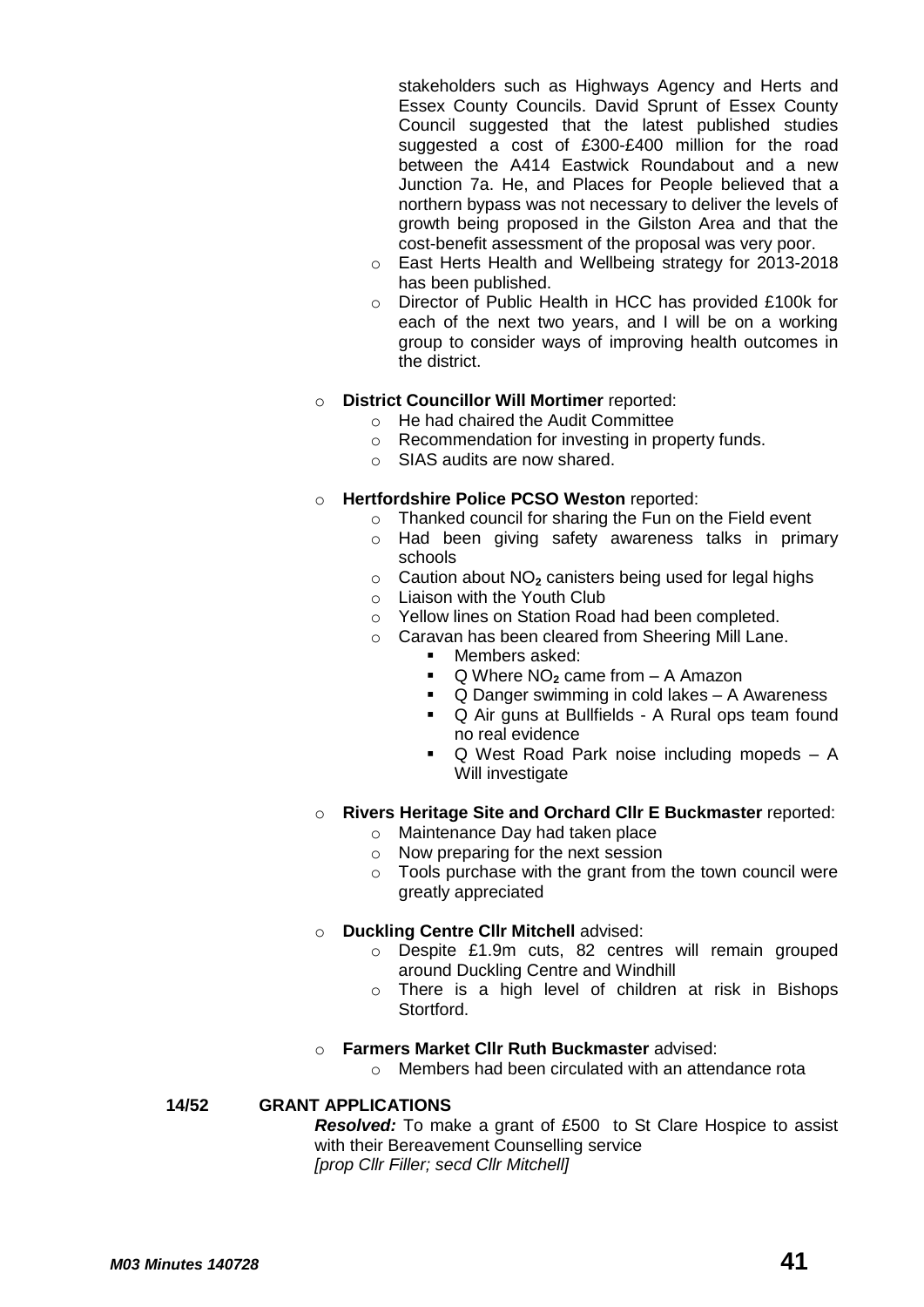stakeholders such as Highways Agency and Herts and Essex County Councils. David Sprunt of Essex County Council suggested that the latest published studies suggested a cost of £300-£400 million for the road between the A414 Eastwick Roundabout and a new Junction 7a. He, and Places for People believed that a northern bypass was not necessary to deliver the levels of growth being proposed in the Gilston Area and that the cost-benefit assessment of the proposal was very poor.

- East Herts Health and Wellbeing strategy for 2013-2018 has been published.
- Director of Public Health in HCC has provided £100k for each of the next two years, and I will be on a working group to consider ways of improving health outcomes in the district.

- **District Councillor Will Mortimer** reported:
  - He had chaired the Audit Committee
  - Recommendation for investing in property funds.
  - SIAS audits are now shared.

- **Hertfordshire Police PCSO Weston** reported:
  - Thanked council for sharing the Fun on the Field event
  - Had been giving safety awareness talks in primary schools
  - Caution about $NO_2$ canisters being used for legal highs
  - Liaison with the Youth Club
  - Yellow lines on Station Road had been completed.
  - Caravan has been cleared from Sheering Mill Lane.
    - Members asked:
    - Q Where $NO_2$ came from – A Amazon
    - Q Danger swimming in cold lakes – A Awareness
    - Q Air guns at Bullfields - A Rural ops team found no real evidence
    - Q West Road Park noise including mopeds – A Will investigate

- **Rivers Heritage Site and Orchard Cllr E Buckmaster** reported:
  - Maintenance Day had taken place
  - Now preparing for the next session
  - Tools purchase with the grant from the town council were greatly appreciated

- **Duckling Centre Cllr Mitchell** advised:
  - Despite £1.9m cuts, 82 centres will remain grouped around Duckling Centre and Windhill
  - There is a high level of children at risk in Bishops Stortford.

- **Farmers Market Cllr Ruth Buckmaster** advised:
  - Members had been circulated with an attendance rota

**14/52 GRANT APPLICATIONS**

***Resolved:*** To make a grant of £500 to St Clare Hospice to assist with their Bereavement Counselling service
*[prop Cllr Filler; secd Cllr Mitchell]*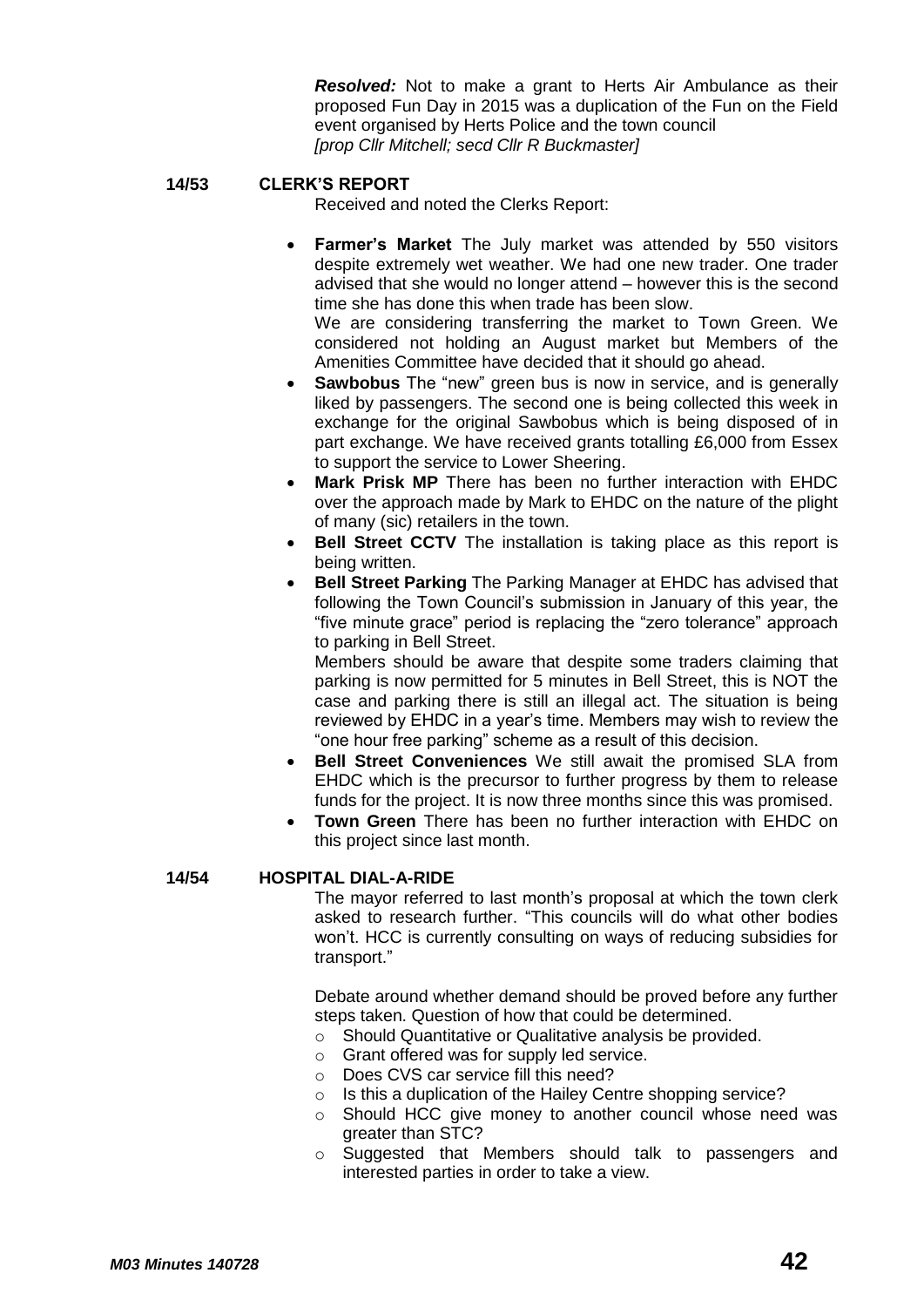***Resolved:*** Not to make a grant to Herts Air Ambulance as their proposed Fun Day in 2015 was a duplication of the Fun on the Field event organised by Herts Police and the town council
*[prop Cllr Mitchell; secd Cllr R Buckmaster]*

**14/53 CLERK'S REPORT**

Received and noted the Clerks Report:

- **Farmer's Market** The July market was attended by 550 visitors despite extremely wet weather. We had one new trader. One trader advised that she would no longer attend – however this is the second time she has done this when trade has been slow.
  We are considering transferring the market to Town Green. We considered not holding an August market but Members of the Amenities Committee have decided that it should go ahead.
- **Sawbobus** The "new" green bus is now in service, and is generally liked by passengers. The second one is being collected this week in exchange for the original Sawbobus which is being disposed of in part exchange. We have received grants totalling £6,000 from Essex to support the service to Lower Sheering.
- **Mark Prisk MP** There has been no further interaction with EHDC over the approach made by Mark to EHDC on the nature of the plight of many (sic) retailers in the town.
- **Bell Street CCTV** The installation is taking place as this report is being written.
- **Bell Street Parking** The Parking Manager at EHDC has advised that following the Town Council's submission in January of this year, the "five minute grace" period is replacing the "zero tolerance" approach to parking in Bell Street.
  Members should be aware that despite some traders claiming that parking is now permitted for 5 minutes in Bell Street, this is NOT the case and parking there is still an illegal act. The situation is being reviewed by EHDC in a year's time. Members may wish to review the "one hour free parking" scheme as a result of this decision.
- **Bell Street Conveniences** We still await the promised SLA from EHDC which is the precursor to further progress by them to release funds for the project. It is now three months since this was promised.
- **Town Green** There has been no further interaction with EHDC on this project since last month.

**14/54 HOSPITAL DIAL-A-RIDE**

The mayor referred to last month's proposal at which the town clerk asked to research further. "This councils will do what other bodies won't. HCC is currently consulting on ways of reducing subsidies for transport."

Debate around whether demand should be proved before any further steps taken. Question of how that could be determined.

- Should Quantitative or Qualitative analysis be provided.
- Grant offered was for supply led service.
- Does CVS car service fill this need?
- Is this a duplication of the Hailey Centre shopping service?
- Should HCC give money to another council whose need was greater than STC?
- Suggested that Members should talk to passengers and interested parties in order to take a view.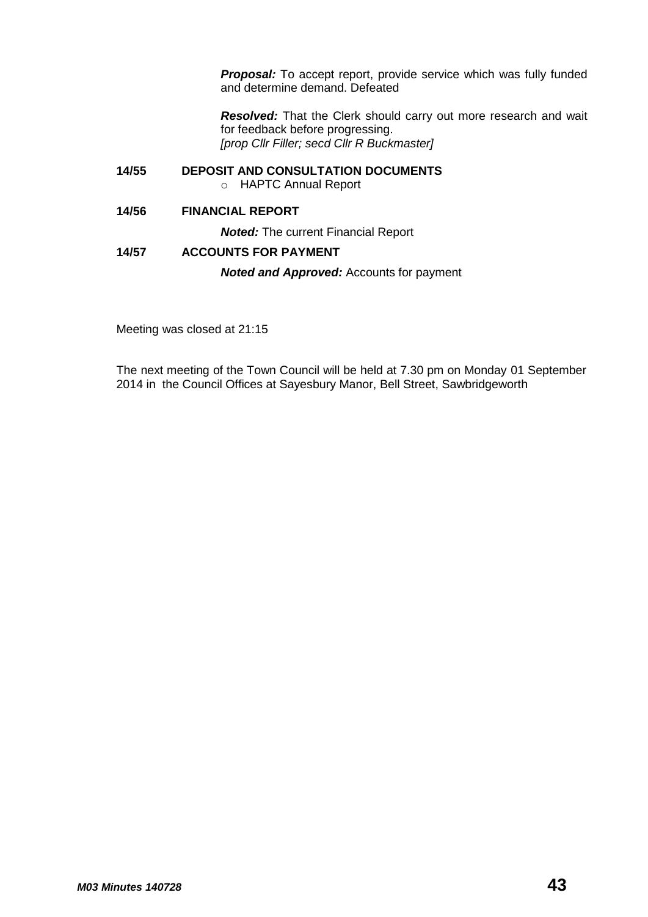***Proposal:*** To accept report, provide service which was fully funded and determine demand. Defeated

***Resolved:*** That the Clerk should carry out more research and wait for feedback before progressing.
*[prop Cllr Filler; secd Cllr R Buckmaster]*

**14/55 DEPOSIT AND CONSULTATION DOCUMENTS**

- HAPTC Annual Report

**14/56 FINANCIAL REPORT**

***Noted:*** The current Financial Report

**14/57 ACCOUNTS FOR PAYMENT**

***Noted and Approved:*** Accounts for payment

Meeting was closed at 21:15

The next meeting of the Town Council will be held at 7.30 pm on Monday 01 September 2014 in the Council Offices at Sayesbury Manor, Bell Street, Sawbridgeworth